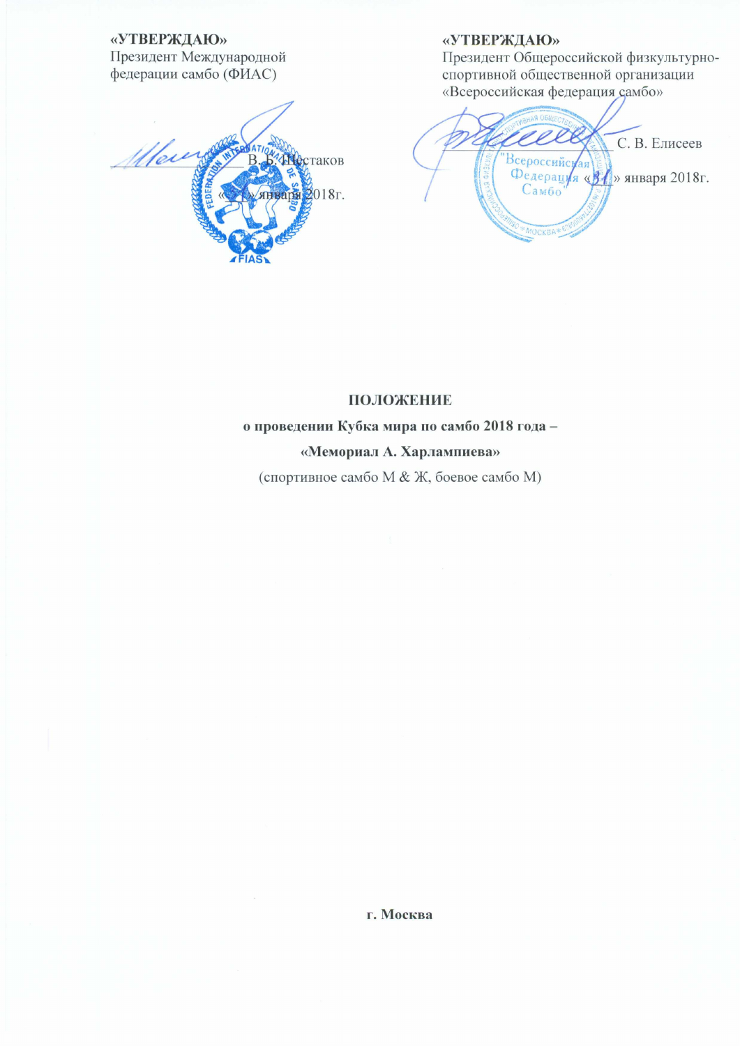**«УТВЕРЖДАЮ»**
Президент Международной федерации самбо (ФИАС)

_____________ В. Б. Шестаков

«31» января 2018г.

**«УТВЕРЖДАЮ»**
Президент Общероссийской физкультурно-спортивной общественной организации «Всероссийская федерация самбо»

_____________ С. В. Елисеев

«31» января 2018г.

**ПОЛОЖЕНИЕ**

**о проведении Кубка мира по самбо 2018 года –**

**«Мемориал А. Харлампиева»**

(спортивное самбо М & Ж, боевое самбо М)

**г. Москва**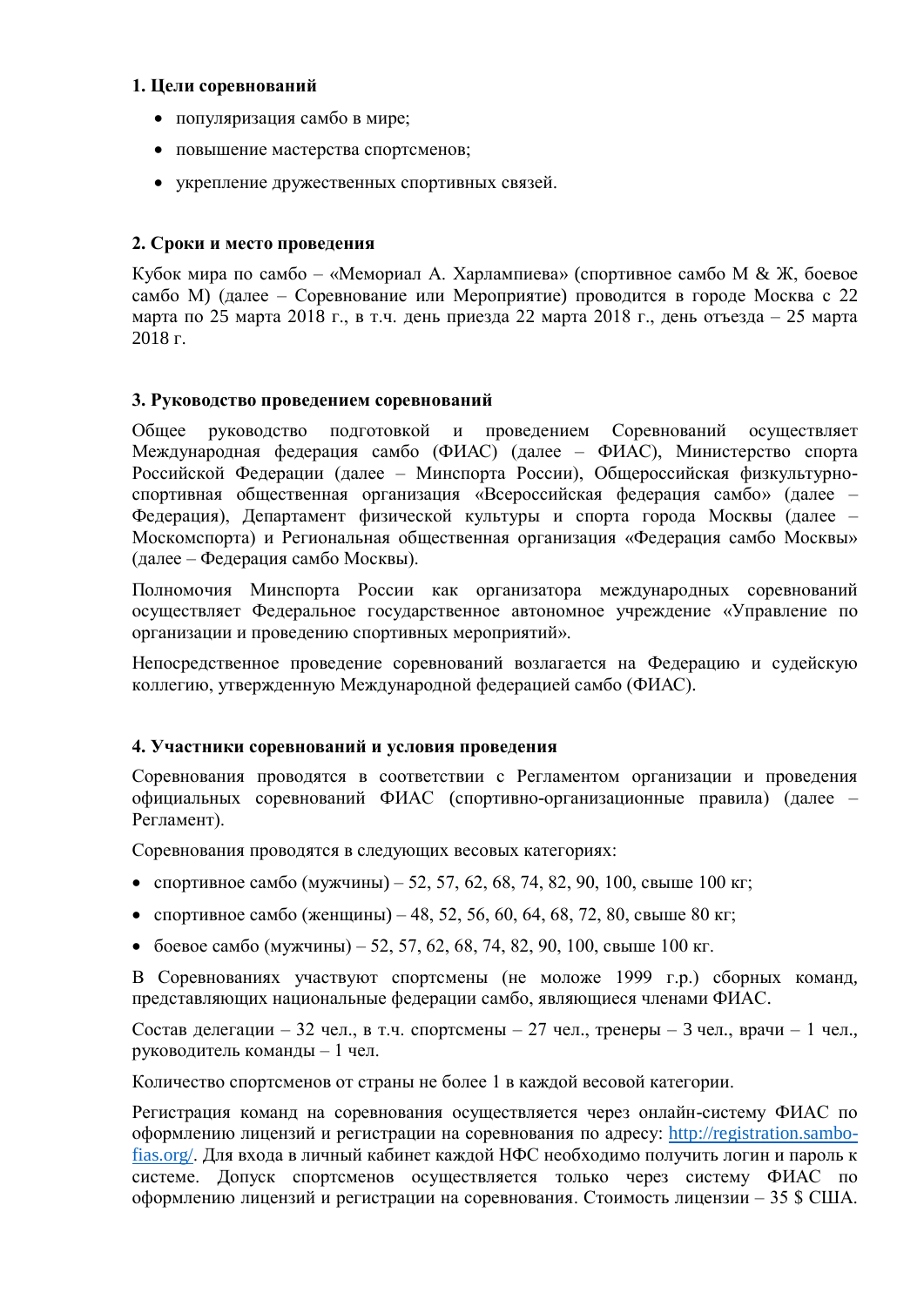**1. Цели соревнований**

- популяризация самбо в мире;
- повышение мастерства спортсменов;
- укрепление дружественных спортивных связей.

**2. Сроки и место проведения**

Кубок мира по самбо – «Мемориал А. Харлампиева» (спортивное самбо М & Ж, боевое самбо М) (далее – Соревнование или Мероприятие) проводится в городе Москва с 22 марта по 25 марта 2018 г., в т.ч. день приезда 22 марта 2018 г., день отъезда – 25 марта 2018 г.

**3. Руководство проведением соревнований**

Общее руководство подготовкой и проведением Соревнований осуществляет Международная федерация самбо (ФИАС) (далее – ФИАС), Министерство спорта Российской Федерации (далее – Минспорта России), Общероссийская физкультурно-спортивная общественная организация «Всероссийская федерация самбо» (далее – Федерация), Департамент физической культуры и спорта города Москвы (далее – Москомспорта) и Региональная общественная организация «Федерация самбо Москвы» (далее – Федерация самбо Москвы).

Полномочия Минспорта России как организатора международных соревнований осуществляет Федеральное государственное автономное учреждение «Управление по организации и проведению спортивных мероприятий».

Непосредственное проведение соревнований возлагается на Федерацию и судейскую коллегию, утвержденную Международной федерацией самбо (ФИАС).

**4. Участники соревнований и условия проведения**

Соревнования проводятся в соответствии с Регламентом организации и проведения официальных соревнований ФИАС (спортивно-организационные правила) (далее – Регламент).

Соревнования проводятся в следующих весовых категориях:

- спортивное самбо (мужчины) – 52, 57, 62, 68, 74, 82, 90, 100, свыше 100 кг;
- спортивное самбо (женщины) – 48, 52, 56, 60, 64, 68, 72, 80, свыше 80 кг;
- боевое самбо (мужчины) – 52, 57, 62, 68, 74, 82, 90, 100, свыше 100 кг.

В Соревнованиях участвуют спортсмены (не моложе 1999 г.р.) сборных команд, представляющих национальные федерации самбо, являющиеся членами ФИАС.

Состав делегации – 32 чел., в т.ч. спортсмены – 27 чел., тренеры – 3 чел., врачи – 1 чел., руководитель команды – 1 чел.

Количество спортсменов от страны не более 1 в каждой весовой категории.

Регистрация команд на соревнования осуществляется через онлайн-систему ФИАС по оформлению лицензий и регистрации на соревнования по адресу: [http://registration.sambo-fias.org/](http://registration.sambo-fias.org/). Для входа в личный кабинет каждой НФС необходимо получить логин и пароль к системе. Допуск спортсменов осуществляется только через систему ФИАС по оформлению лицензий и регистрации на соревнования. Стоимость лицензии – 35 $ США.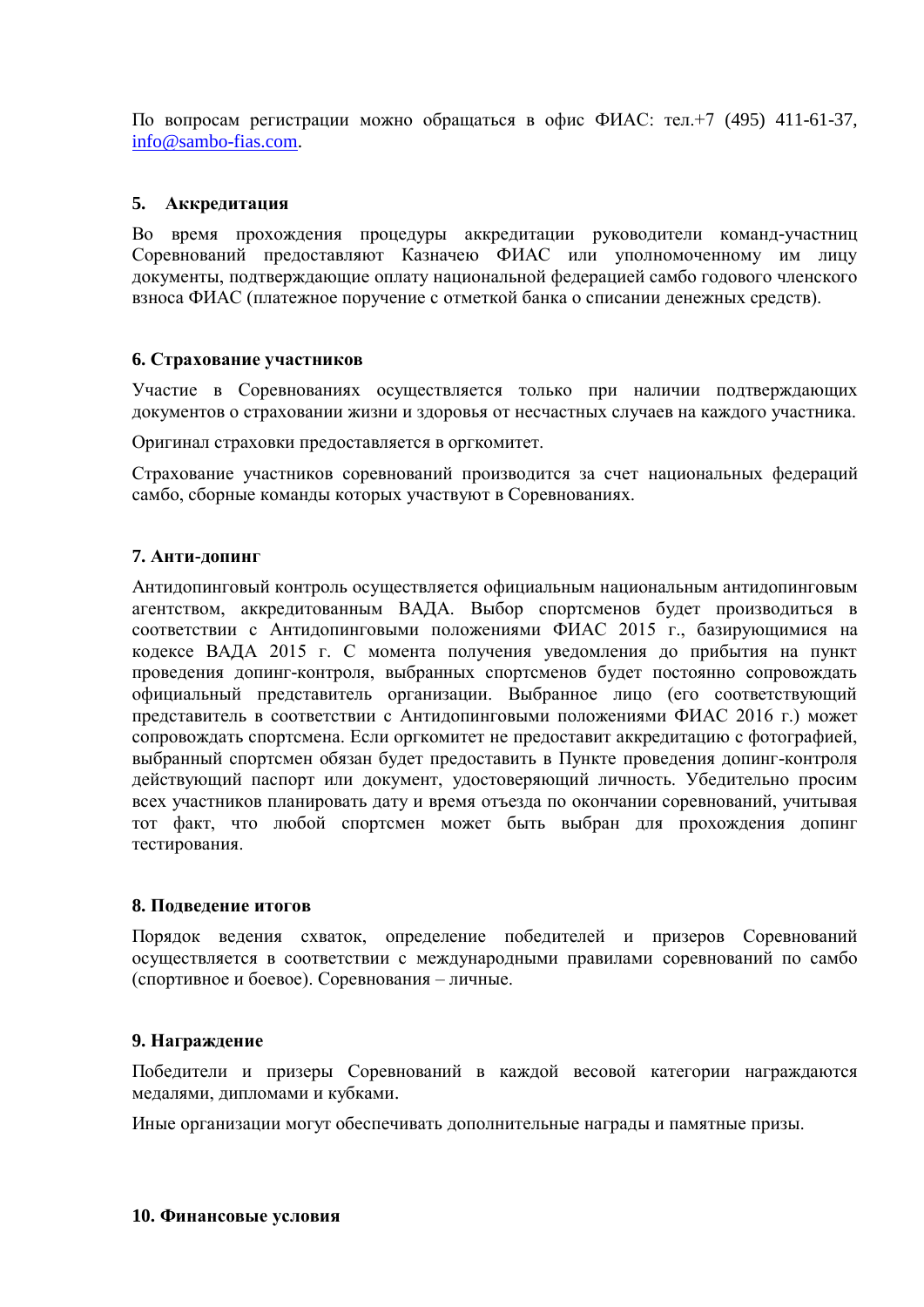По вопросам регистрации можно обращаться в офис ФИАС: тел.+7 (495) 411-61-37, info@sambo-fias.com.

## 5. Аккредитация

Во время прохождения процедуры аккредитации руководители команд-участниц Соревнований предоставляют Казначею ФИАС или уполномоченному им лицу документы, подтверждающие оплату национальной федерацией самбо годового членского взноса ФИАС (платежное поручение с отметкой банка о списании денежных средств).

## 6. Страхование участников

Участие в Соревнованиях осуществляется только при наличии подтверждающих документов о страховании жизни и здоровья от несчастных случаев на каждого участника.

Оригинал страховки предоставляется в оргкомитет.

Страхование участников соревнований производится за счет национальных федераций самбо, сборные команды которых участвуют в Соревнованиях.

## 7. Анти-допинг

Антидопинговый контроль осуществляется официальным национальным антидопинговым агентством, аккредитованным ВАДА. Выбор спортсменов будет производиться в соответствии с Антидопинговыми положениями ФИАС 2015 г., базирующимися на кодексе ВАДА 2015 г. С момента получения уведомления до прибытия на пункт проведения допинг-контроля, выбранных спортсменов будет постоянно сопровождать официальный представитель организации. Выбранное лицо (его соответствующий представитель в соответствии с Антидопинговыми положениями ФИАС 2016 г.) может сопровождать спортсмена. Если оргкомитет не предоставит аккредитацию с фотографией, выбранный спортсмен обязан будет предоставить в Пункте проведения допинг-контроля действующий паспорт или документ, удостоверяющий личность. Убедительно просим всех участников планировать дату и время отъезда по окончании соревнований, учитывая тот факт, что любой спортсмен может быть выбран для прохождения допинг тестирования.

## 8. Подведение итогов

Порядок ведения схваток, определение победителей и призеров Соревнований осуществляется в соответствии с международными правилами соревнований по самбо (спортивное и боевое). Соревнования – личные.

## 9. Награждение

Победители и призеры Соревнований в каждой весовой категории награждаются медалями, дипломами и кубками.

Иные организации могут обеспечивать дополнительные награды и памятные призы.

## 10. Финансовые условия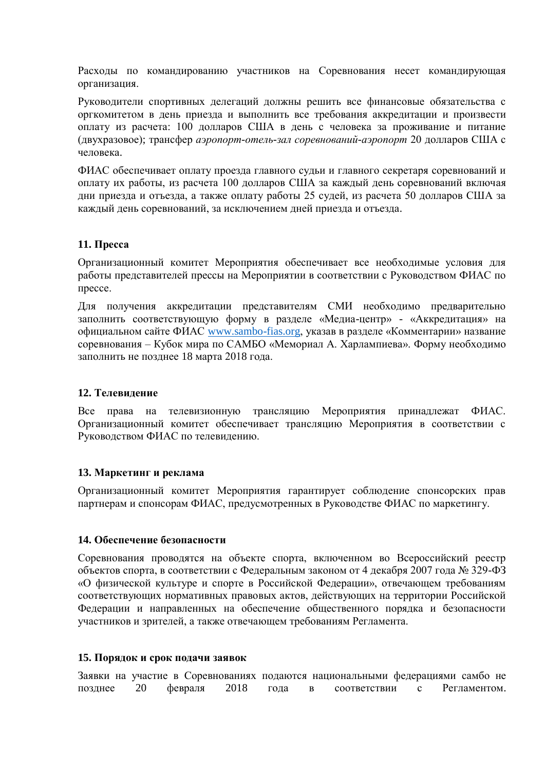Расходы по командированию участников на Соревнования несет командирующая организация.

Руководители спортивных делегаций должны решить все финансовые обязательства с оргкомитетом в день приезда и выполнить все требования аккредитации и произвести оплату из расчета: 100 долларов США в день с человека за проживание и питание (двухразовое); трансфер *аэропорт-отель-зал соревнований-аэропорт* 20 долларов США с человека.

ФИАС обеспечивает оплату проезда главного судьи и главного секретаря соревнований и оплату их работы, из расчета 100 долларов США за каждый день соревнований включая дни приезда и отъезда, а также оплату работы 25 судей, из расчета 50 долларов США за каждый день соревнований, за исключением дней приезда и отъезда.

### 11. Пресса

Организационный комитет Мероприятия обеспечивает все необходимые условия для работы представителей прессы на Мероприятии в соответствии с Руководством ФИАС по прессе.

Для получения аккредитации представителям СМИ необходимо предварительно заполнить соответствующую форму в разделе «Медиа-центр» - «Аккредитация» на официальном сайте ФИАС [www.sambo-fias.org](http://www.sambo-fias.org), указав в разделе «Комментарии» название соревнования – Кубок мира по САМБО «Мемориал А. Харлампиева». Форму необходимо заполнить не позднее 18 марта 2018 года.

### 12. Телевидение

Все права на телевизионную трансляцию Мероприятия принадлежат ФИАС. Организационный комитет обеспечивает трансляцию Мероприятия в соответствии с Руководством ФИАС по телевидению.

### 13. Маркетинг и реклама

Организационный комитет Мероприятия гарантирует соблюдение спонсорских прав партнерам и спонсорам ФИАС, предусмотренных в Руководстве ФИАС по маркетингу.

### 14. Обеспечение безопасности

Соревнования проводятся на объекте спорта, включенном во Всероссийский реестр объектов спорта, в соответствии с Федеральным законом от 4 декабря 2007 года № 329-ФЗ «О физической культуре и спорте в Российской Федерации», отвечающем требованиям соответствующих нормативных правовых актов, действующих на территории Российской Федерации и направленных на обеспечение общественного порядка и безопасности участников и зрителей, а также отвечающем требованиям Регламента.

### 15. Порядок и срок подачи заявок

Заявки на участие в Соревнованиях подаются национальными федерациями самбо не позднее 20 февраля 2018 года в соответствии с Регламентом.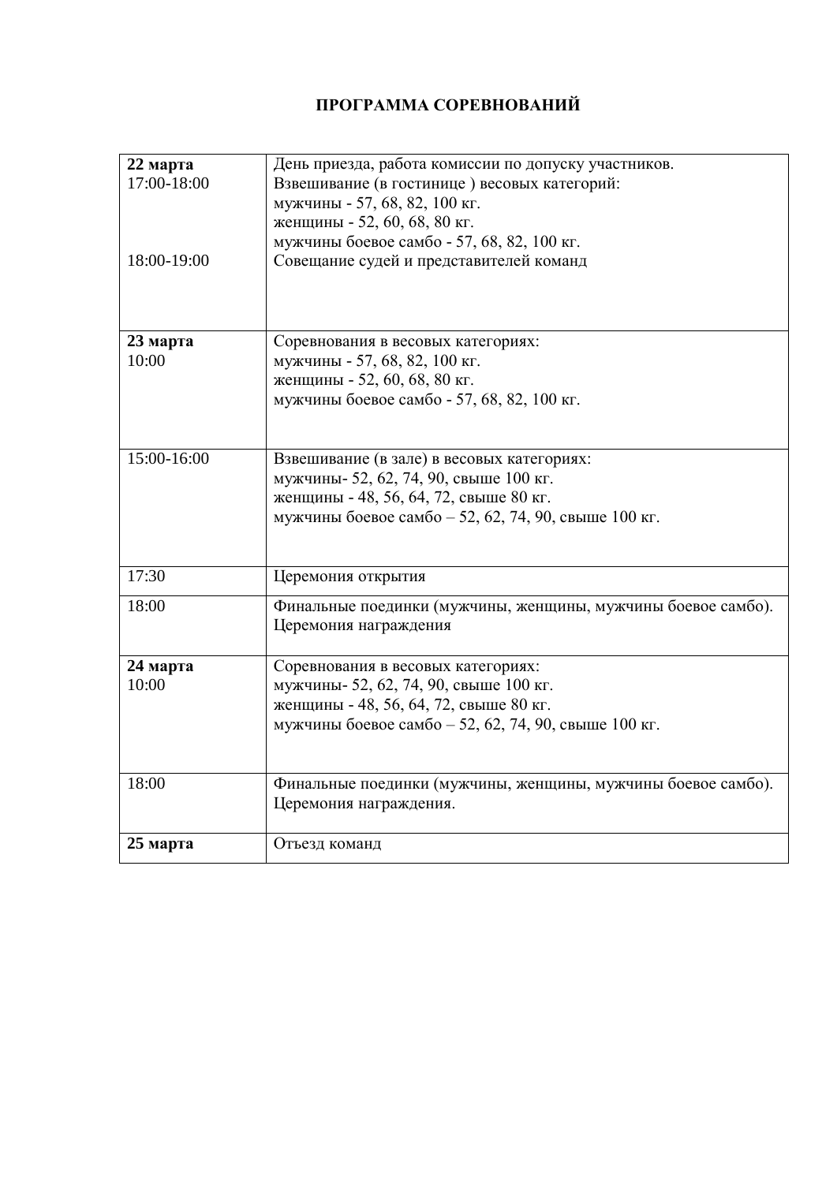# ПРОГРАММА СОРЕВНОВАНИЙ

| | |
|---|---|
| **22 марта**<br>17:00-18:00<br><br><br><br>18:00-19:00 | День приезда, работа комиссии по допуску участников.<br>Взвешивание (в гостинице ) весовых категорий:<br>мужчины - 57, 68, 82, 100 кг.<br>женщины - 52, 60, 68, 80 кг.<br>мужчины боевое самбо - 57, 68, 82, 100 кг.<br>Совещание судей и представителей команд |
| **23 марта**<br>10:00 | Соревнования в весовых категориях:<br>мужчины - 57, 68, 82, 100 кг.<br>женщины - 52, 60, 68, 80 кг.<br>мужчины боевое самбо - 57, 68, 82, 100 кг. |
| 15:00-16:00 | Взвешивание (в зале) в весовых категориях:<br>мужчины- 52, 62, 74, 90, свыше 100 кг.<br>женщины - 48, 56, 64, 72, свыше 80 кг.<br>мужчины боевое самбо – 52, 62, 74, 90, свыше 100 кг. |
| 17:30 | Церемония открытия |
| 18:00 | Финальные поединки (мужчины, женщины, мужчины боевое самбо).<br>Церемония награждения |
| **24 марта**<br>10:00 | Соревнования в весовых категориях:<br>мужчины- 52, 62, 74, 90, свыше 100 кг.<br>женщины - 48, 56, 64, 72, свыше 80 кг.<br>мужчины боевое самбо – 52, 62, 74, 90, свыше 100 кг. |
| 18:00 | Финальные поединки (мужчины, женщины, мужчины боевое самбо).<br>Церемония награждения. |
| **25 марта** | Отъезд команд |